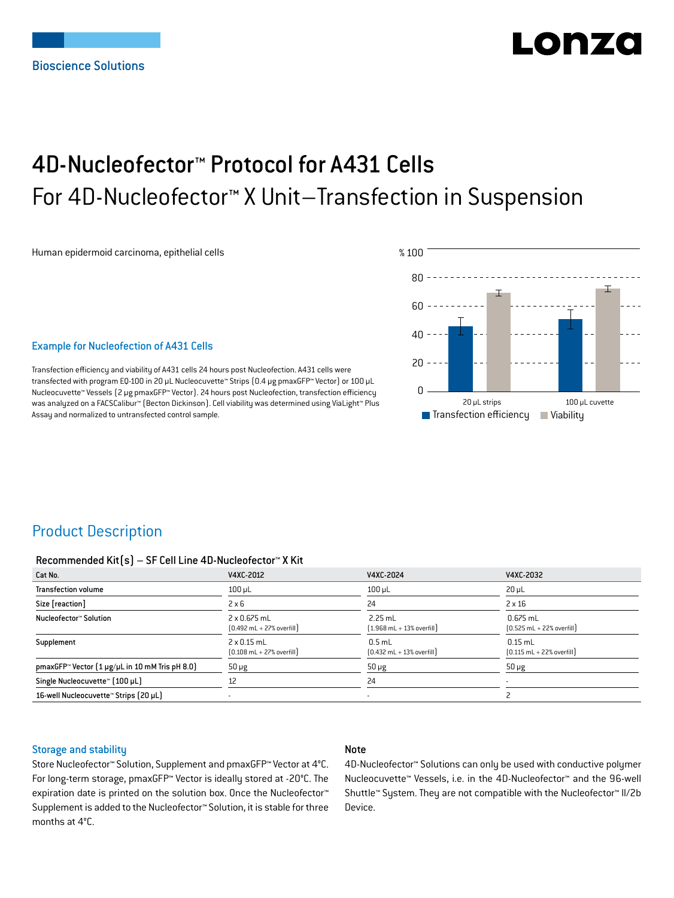Bioscience Solutions

# 4D-Nucleofector™ Protocol for A431 Cells

## For 4D-Nucleofector™ X Unit–Transfection in Suspension

Human epidermoid carcinoma, epithelial cells

### Example for Nucleofection of A431 Cells

Transfection efficiency and viability of A431 cells 24 hours post Nucleofection. A431 cells were transfected with program EO-100 in 20 µL Nucleocuvette™ Strips (0.4 µg pmaxGFP™ Vector) or 100 µL Nucleocuvette™ Vessels (2 µg pmaxGFP™ Vector). 24 hours post Nucleofection, transfection efficiency was analyzed on a FACSCalibur™ (Becton Dickinson). Cell viability was determined using ViaLight™ Plus Assay and normalized to untransfected control sample.

## Product Description

#### Recommended Kit(s) – SF Cell Line 4D-Nucleofector™ X Kit

| Cat No. | V4XC-2012 | V4XC-2024 | V4XC-2032 |
|---|---|---|---|
| Transfection volume | 100 µL | 100 µL | 20 µL |
| Size [reaction] | 2 x 6 | 24 | 2 x 16 |
| Nucleofector™ Solution | 2 x 0.675 mL (0.492 mL + 27% overfill) | 2.25 mL (1.968 mL + 13% overfill) | 0.675 mL (0.525 mL + 22% overfill) |
| Supplement | 2 x 0.15 mL (0.108 mL + 27% overfill) | 0.5 mL (0.432 mL + 13% overfill) | 0.15 mL (0.115 mL + 22% overfill) |
| pmaxGFP™ Vector (1 µg/µL in 10 mM Tris pH 8.0) | 50 µg | 50 µg | 50 µg |
| Single Nucleocuvette™ (100 µL) | 12 | 24 | - |
| 16-well Nucleocuvette™ Strips (20 µL) | - | - | 2 |

### Storage and stability

Store Nucleofector™ Solution, Supplement and pmaxGFP™ Vector at 4°C. For long-term storage, pmaxGFP™ Vector is ideally stored at -20°C. The expiration date is printed on the solution box. Once the Nucleofector™ Supplement is added to the Nucleofector™ Solution, it is stable for three months at 4°C.

### Note

4D-Nucleofector™ Solutions can only be used with conductive polymer Nucleocuvette™ Vessels, i.e. in the 4D-Nucleofector™ and the 96-well Shuttle™ System. They are not compatible with the Nucleofector™ II/2b Device.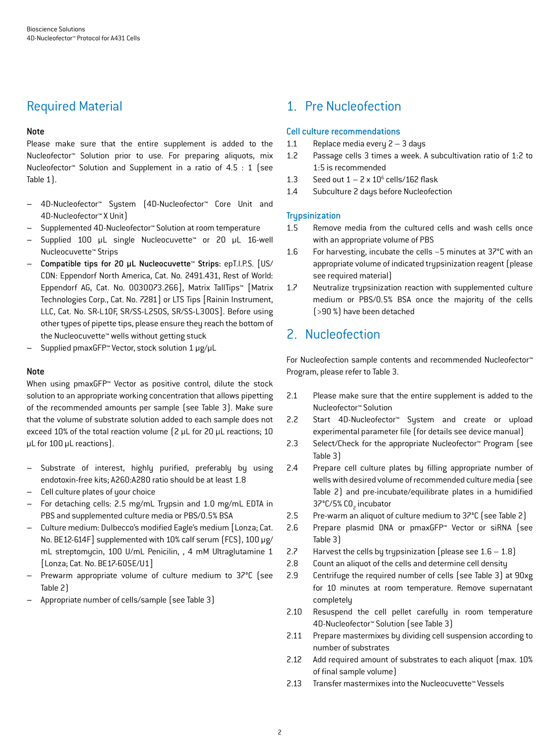## Required Material

**Note**

Please make sure that the entire supplement is added to the Nucleofector™ Solution prior to use. For preparing aliquots, mix Nucleofector™ Solution and Supplement in a ratio of 4.5 : 1 (see Table 1).

- 4D-Nucleofector™ System (4D-Nucleofector™ Core Unit and 4D-Nucleofector™ X Unit)
- Supplemented 4D-Nucleofector™ Solution at room temperature
- Supplied 100 µL single Nucleocuvette™ or 20 µL 16-well Nucleocuvette™ Strips
- **Compatible tips for 20 µL Nucleocuvette™ Strips**: epT.I.P.S. [US/CDN: Eppendorf North America, Cat. No. 2491.431, Rest of World: Eppendorf AG, Cat. No. 0030073.266], Matrix TallTips™ [Matrix Technologies Corp., Cat. No. 7281] or LTS Tips [Rainin Instrument, LLC, Cat. No. SR-L10F, SR/SS-L250S, SR/SS-L300S]. Before using other types of pipette tips, please ensure they reach the bottom of the Nucleocuvette™ wells without getting stuck
- Supplied pmaxGFP™ Vector, stock solution 1 µg/µL

**Note**

When using pmaxGFP™ Vector as positive control, dilute the stock solution to an appropriate working concentration that allows pipetting of the recommended amounts per sample (see Table 3). Make sure that the volume of substrate solution added to each sample does not exceed 10% of the total reaction volume (2 µL for 20 µL reactions; 10 µL for 100 µL reactions).

- Substrate of interest, highly purified, preferably by using endotoxin-free kits; A260:A280 ratio should be at least 1.8
- Cell culture plates of your choice
- For detaching cells: 2.5 mg/mL Trypsin and 1.0 mg/mL EDTA in PBS and supplemented culture media or PBS/0.5% BSA
- Culture medium: Dulbecco's modified Eagle's medium [Lonza; Cat. No. BE12-614F] supplemented with 10% calf serum (FCS), 100 µg/mL streptomycin, 100 U/mL Penicilin, , 4 mM Ultraglutamine 1 [Lonza; Cat. No. BE17-605E/U1]
- Prewarm appropriate volume of culture medium to 37°C (see Table 2)
- Appropriate number of cells/sample (see Table 3)

## 1. Pre Nucleofection

### Cell culture recommendations

1.1 Replace media every 2 – 3 days

1.2 Passage cells 3 times a week. A subcultivation ratio of 1:2 to 1:5 is recommended

1.3 Seed out 1 – 2 x $10^5$ cells/162 flask

1.4 Subculture 2 days before Nucleofection

### Trypsinization

1.5 Remove media from the cultured cells and wash cells once with an appropriate volume of PBS

1.6 For harvesting, incubate the cells ~5 minutes at 37°C with an appropriate volume of indicated trypsinization reagent (please see required material)

1.7 Neutralize trypsinization reaction with supplemented culture medium or PBS/0.5% BSA once the majority of the cells (>90 %) have been detached

## 2. Nucleofection

For Nucleofection sample contents and recommended Nucleofector™ Program, please refer to Table 3.

2.1 Please make sure that the entire supplement is added to the Nucleofector™ Solution

2.2 Start 4D-Nucleofector™ System and create or upload experimental parameter file (for details see device manual)

2.3 Select/Check for the appropriate Nucleofector™ Program (see Table 3)

2.4 Prepare cell culture plates by filling appropriate number of wells with desired volume of recommended culture media (see Table 2) and pre-incubate/equilibrate plates in a humidified 37°C/5% $CO_2$ incubator

2.5 Pre-warm an aliquot of culture medium to 37°C (see Table 2)

2.6 Prepare plasmid DNA or pmaxGFP™ Vector or siRNA (see Table 3)

2.7 Harvest the cells by trypsinization (please see 1.6 – 1.8)

2.8 Count an aliquot of the cells and determine cell density

2.9 Centrifuge the required number of cells (see Table 3) at 90xg for 10 minutes at room temperature. Remove supernatant completely

2.10 Resuspend the cell pellet carefully in room temperature 4D-Nucleofector™ Solution (see Table 3)

2.11 Prepare mastermixes by dividing cell suspension according to number of substrates

2.12 Add required amount of substrates to each aliquot (max. 10% of final sample volume)

2.13 Transfer mastermixes into the Nucleocuvette™ Vessels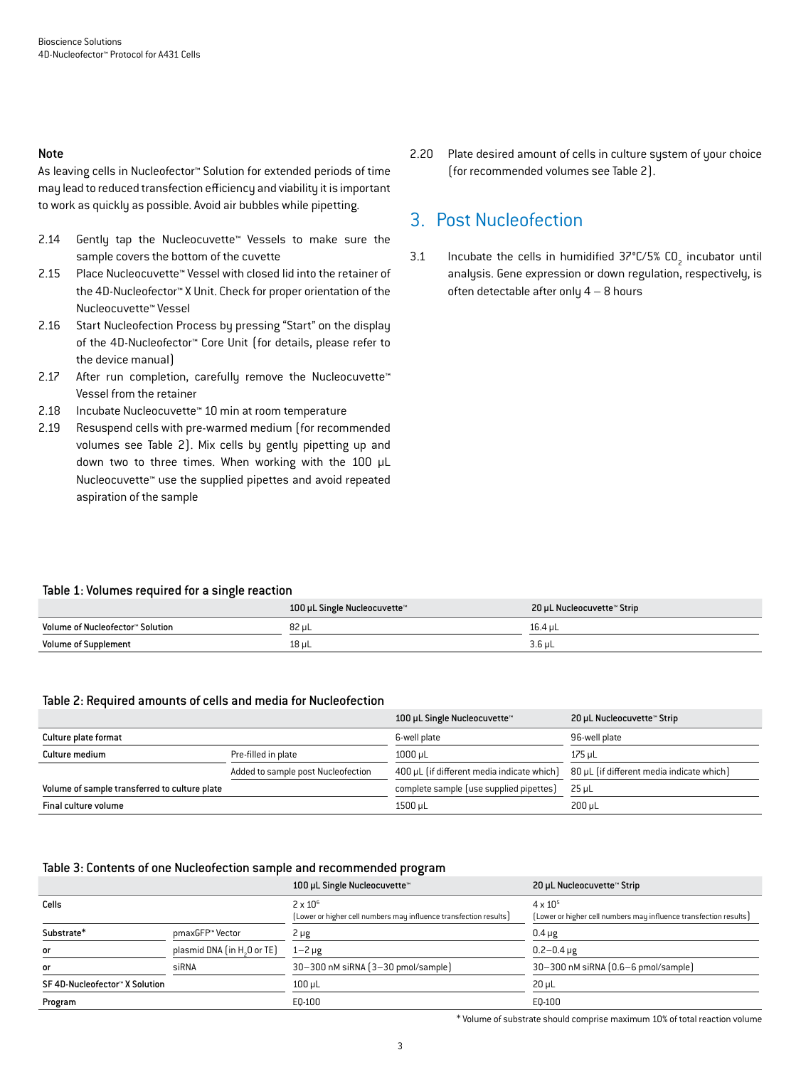### Note

As leaving cells in Nucleofector™ Solution for extended periods of time may lead to reduced transfection efficiency and viability it is important to work as quickly as possible. Avoid air bubbles while pipetting.

2.14 Gently tap the Nucleocuvette™ Vessels to make sure the sample covers the bottom of the cuvette

2.15 Place Nucleocuvette™ Vessel with closed lid into the retainer of the 4D-Nucleofector™ X Unit. Check for proper orientation of the Nucleocuvette™ Vessel

2.16 Start Nucleofection Process by pressing "Start" on the display of the 4D-Nucleofector™ Core Unit (for details, please refer to the device manual)

2.17 After run completion, carefully remove the Nucleocuvette™ Vessel from the retainer

2.18 Incubate Nucleocuvette™ 10 min at room temperature

2.19 Resuspend cells with pre-warmed medium (for recommended volumes see Table 2). Mix cells by gently pipetting up and down two to three times. When working with the 100 µL Nucleocuvette™ use the supplied pipettes and avoid repeated aspiration of the sample

2.20 Plate desired amount of cells in culture system of your choice (for recommended volumes see Table 2).

## 3. Post Nucleofection

3.1 Incubate the cells in humidified 37°C/5% $CO_2$ incubator until analysis. Gene expression or down regulation, respectively, is often detectable after only 4 – 8 hours

**Table 1: Volumes required for a single reaction**

| | 100 µL Single Nucleocuvette™ | 20 µL Nucleocuvette™ Strip |
|---|---|---|
| Volume of Nucleofector™ Solution | 82 µL | 16.4 µL |
| Volume of Supplement | 18 µL | 3.6 µL |

**Table 2: Required amounts of cells and media for Nucleofection**

| | | 100 µL Single Nucleocuvette™ | 20 µL Nucleocuvette™ Strip |
|---|---|---|---|
| Culture plate format | | 6-well plate | 96-well plate |
| Culture medium | Pre-filled in plate | 1000 µL | 175 µL |
| | Added to sample post Nucleofection | 400 µL (if different media indicate which) | 80 µL (if different media indicate which) |
| Volume of sample transferred to culture plate | | complete sample (use supplied pipettes) | 25 µL |
| Final culture volume | | 1500 µL | 200 µL |

**Table 3: Contents of one Nucleofection sample and recommended program**

| | | 100 µL Single Nucleocuvette™ | 20 µL Nucleocuvette™ Strip |
|---|---|---|---|
| Cells | | $2 \times 10^6$ (Lower or higher cell numbers may influence transfection results) | $4 \times 10^5$ (Lower or higher cell numbers may influence transfection results) |
| Substrate* | pmaxGFP™ Vector | 2 µg | 0.4 µg |
| or | plasmid DNA (in $H_2O$ or TE) | 1–2 µg | 0.2–0.4 µg |
| or | siRNA | 30–300 nM siRNA (3–30 pmol/sample) | 30–300 nM siRNA (0.6–6 pmol/sample) |
| SF 4D-Nucleofector™ X Solution | | 100 µL | 20 µL |
| Program | | EQ-100 | EQ-100 |

* Volume of substrate should comprise maximum 10% of total reaction volume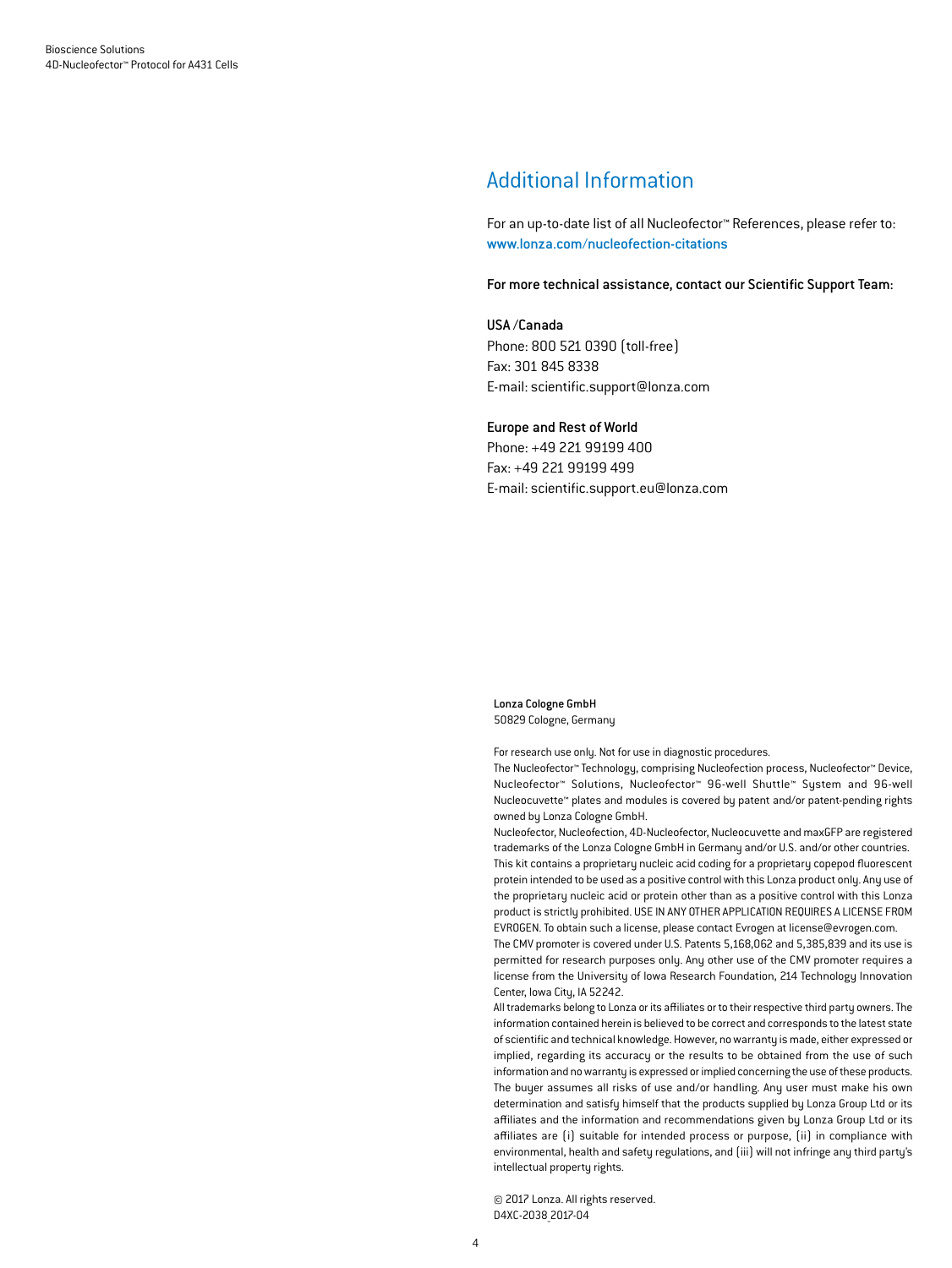## Additional Information

For an up-to-date list of all Nucleofector™ References, please refer to:
www.lonza.com/nucleofection-citations

**For more technical assistance, contact our Scientific Support Team:**

**USA /Canada**
Phone: 800 521 0390 (toll-free)
Fax: 301 845 8338
E-mail: scientific.support@lonza.com

**Europe and Rest of World**
Phone: +49 221 99199 400
Fax: +49 221 99199 499
E-mail: scientific.support.eu@lonza.com

**Lonza Cologne GmbH**
50829 Cologne, Germany

For research use only. Not for use in diagnostic procedures.
The Nucleofector™ Technology, comprising Nucleofection process, Nucleofector™ Device, Nucleofector™ Solutions, Nucleofector™ 96-well Shuttle™ System and 96-well Nucleocuvette™ plates and modules is covered by patent and/or patent-pending rights owned by Lonza Cologne GmbH.
Nucleofector, Nucleofection, 4D-Nucleofector, Nucleocuvette and maxGFP are registered trademarks of the Lonza Cologne GmbH in Germany and/or U.S. and/or other countries.
This kit contains a proprietary nucleic acid coding for a proprietary copepod fluorescent protein intended to be used as a positive control with this Lonza product only. Any use of the proprietary nucleic acid or protein other than as a positive control with this Lonza product is strictly prohibited. USE IN ANY OTHER APPLICATION REQUIRES A LICENSE FROM EVROGEN. To obtain such a license, please contact Evrogen at license@evrogen.com.
The CMV promoter is covered under U.S. Patents 5,168,062 and 5,385,839 and its use is permitted for research purposes only. Any other use of the CMV promoter requires a license from the University of Iowa Research Foundation, 214 Technology Innovation Center, Iowa City, IA 52242.
All trademarks belong to Lonza or its affiliates or to their respective third party owners. The information contained herein is believed to be correct and corresponds to the latest state of scientific and technical knowledge. However, no warranty is made, either expressed or implied, regarding its accuracy or the results to be obtained from the use of such information and no warranty is expressed or implied concerning the use of these products. The buyer assumes all risks of use and/or handling. Any user must make his own determination and satisfy himself that the products supplied by Lonza Group Ltd or its affiliates and the information and recommendations given by Lonza Group Ltd or its affiliates are (i) suitable for intended process or purpose, (ii) in compliance with environmental, health and safety regulations, and (iii) will not infringe any third party's intellectual property rights.

© 2017 Lonza. All rights reserved.
D4XC-2038_2017-04